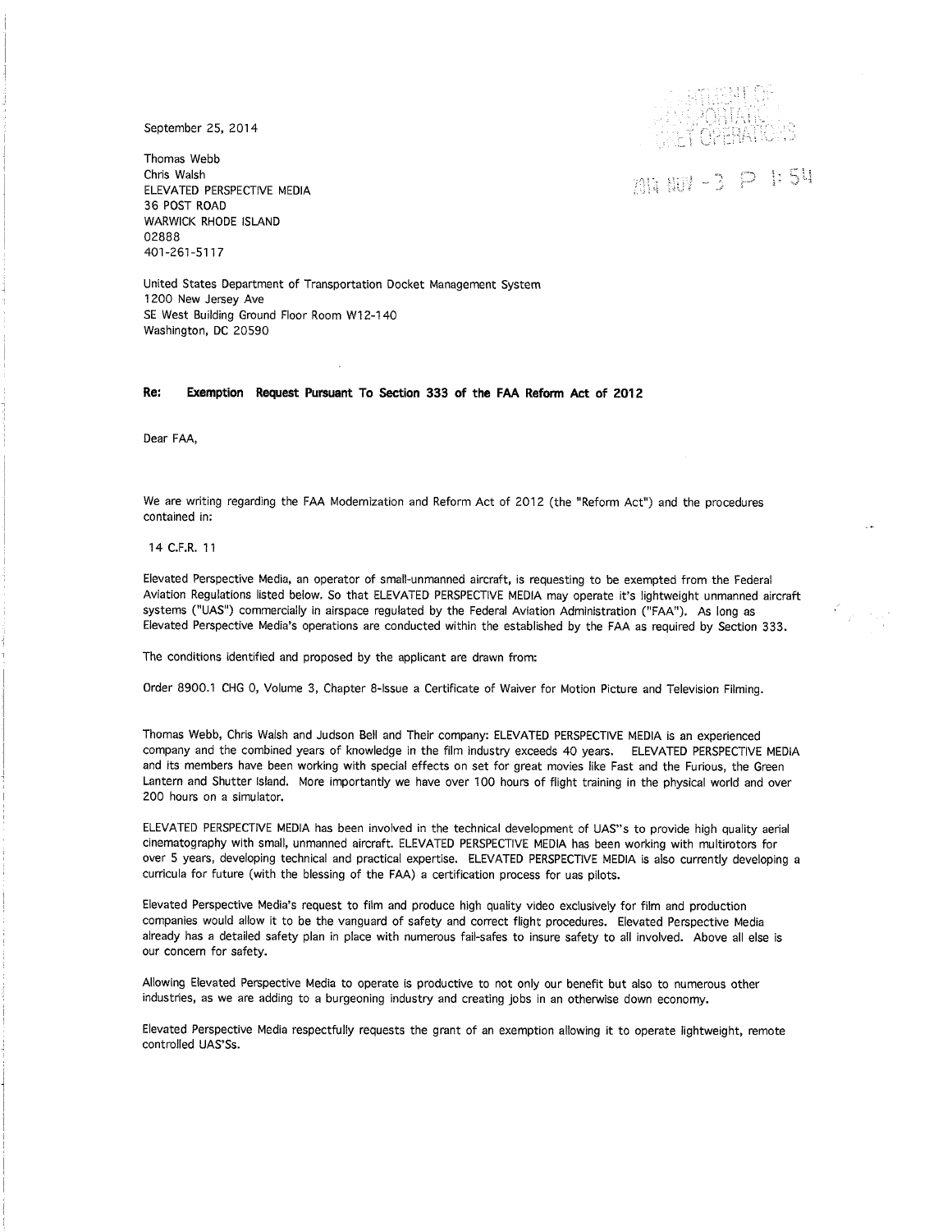September 25, 2014

2014 NOV -3 P 1:54

Thomas Webb
Chris Walsh
ELEVATED PERSPECTIVE MEDIA
36 POST ROAD
WARWICK RHODE ISLAND
02888
401-261-5117

United States Department of Transportation Docket Management System
1200 New Jersey Ave
SE West Building Ground Floor Room W12-140
Washington, DC 20590

**Re: Exemption Request Pursuant To Section 333 of the FAA Reform Act of 2012**

Dear FAA,

We are writing regarding the FAA Modernization and Reform Act of 2012 (the "Reform Act") and the procedures contained in:

14 C.F.R. 11

Elevated Perspective Media, an operator of small-unmanned aircraft, is requesting to be exempted from the Federal Aviation Regulations listed below. So that ELEVATED PERSPECTIVE MEDIA may operate it's lightweight unmanned aircraft systems ("UAS") commercially in airspace regulated by the Federal Aviation Administration ("FAA"). As long as Elevated Perspective Media's operations are conducted within the established by the FAA as required by Section 333.

The conditions identified and proposed by the applicant are drawn from:

Order 8900.1 CHG 0, Volume 3, Chapter 8-Issue a Certificate of Waiver for Motion Picture and Television Filming.

Thomas Webb, Chris Walsh and Judson Bell and Their company: ELEVATED PERSPECTIVE MEDIA is an experienced company and the combined years of knowledge in the film industry exceeds 40 years. ELEVATED PERSPECTIVE MEDIA and its members have been working with special effects on set for great movies like Fast and the Furious, the Green Lantern and Shutter Island. More importantly we have over 100 hours of flight training in the physical world and over 200 hours on a simulator.

ELEVATED PERSPECTIVE MEDIA has been involved in the technical development of UAS"s to provide high quality aerial cinematography with small, unmanned aircraft. ELEVATED PERSPECTIVE MEDIA has been working with multirotors for over 5 years, developing technical and practical expertise. ELEVATED PERSPECTIVE MEDIA is also currently developing a curricula for future (with the blessing of the FAA) a certification process for uas pilots.

Elevated Perspective Media's request to film and produce high quality video exclusively for film and production companies would allow it to be the vanguard of safety and correct flight procedures. Elevated Perspective Media already has a detailed safety plan in place with numerous fail-safes to insure safety to all involved. Above all else is our concern for safety.

Allowing Elevated Perspective Media to operate is productive to not only our benefit but also to numerous other industries, as we are adding to a burgeoning industry and creating jobs in an otherwise down economy.

Elevated Perspective Media respectfully requests the grant of an exemption allowing it to operate lightweight, remote controlled UAS'Ss.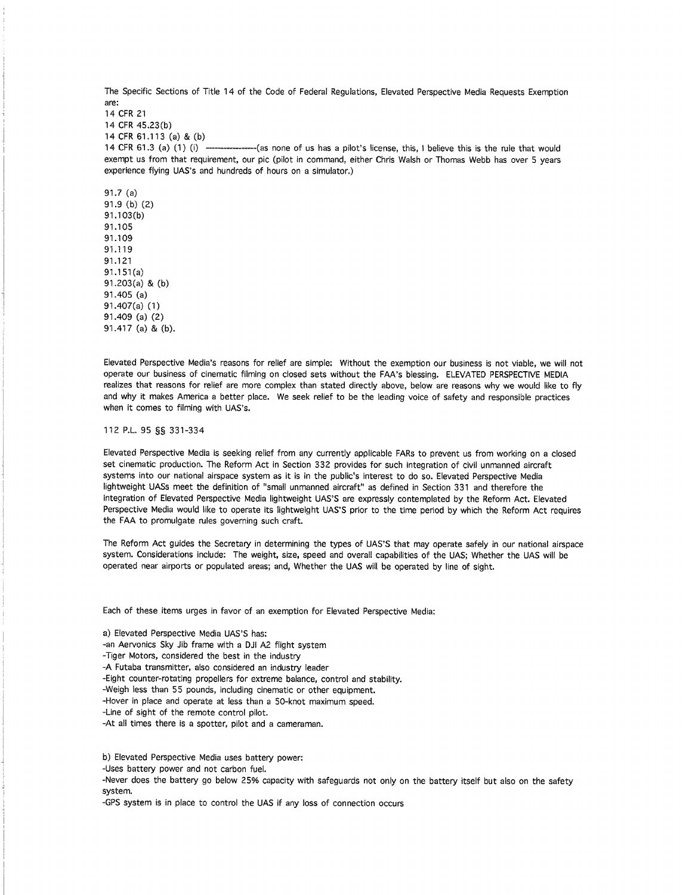The Specific Sections of Title 14 of the Code of Federal Regulations, Elevated Perspective Media Requests Exemption are:

14 CFR 21
14 CFR 45.23(b)
14 CFR 61.113 (a) & (b)
14 CFR 61.3 (a) (1) (i) ----------------(as none of us has a pilot's license, this, I believe this is the rule that would exempt us from that requirement, our pic (pilot in command, either Chris Walsh or Thomas Webb has over 5 years experience flying UAS's and hundreds of hours on a simulator.)

91.7 (a)
91.9 (b) (2)
91.103(b)
91.105
91.109
91.119
91.121
91.151(a)
91.203(a) & (b)
91.405 (a)
91.407(a) (1)
91.409 (a) (2)
91.417 (a) & (b).

Elevated Perspective Media's reasons for relief are simple: Without the exemption our business is not viable, we will not operate our business of cinematic filming on closed sets without the FAA's blessing. ELEVATED PERSPECTIVE MEDIA realizes that reasons for relief are more complex than stated directly above, below are reasons why we would like to fly and why it makes America a better place. We seek relief to be the leading voice of safety and responsible practices when it comes to filming with UAS's.

112 P.L. 95 §§ 331-334

Elevated Perspective Media is seeking relief from any currently applicable FARs to prevent us from working on a closed set cinematic production. The Reform Act in Section 332 provides for such integration of civil unmanned aircraft systems into our national airspace system as it is in the public's interest to do so. Elevated Perspective Media lightweight UASs meet the definition of "small unmanned aircraft" as defined in Section 331 and therefore the integration of Elevated Perspective Media lightweight UAS'S are expressly contemplated by the Reform Act. Elevated Perspective Media would like to operate its lightweight UAS'S prior to the time period by which the Reform Act requires the FAA to promulgate rules governing such craft.

The Reform Act guides the Secretary in determining the types of UAS'S that may operate safely in our national airspace system. Considerations include: The weight, size, speed and overall capabilities of the UAS; Whether the UAS will be operated near airports or populated areas; and, Whether the UAS will be operated by line of sight.

Each of these items urges in favor of an exemption for Elevated Perspective Media:

a) Elevated Perspective Media UAS'S has:
-an Aervonics Sky Jib frame with a DJI A2 flight system
-Tiger Motors, considered the best in the industry
-A Futaba transmitter, also considered an industry leader
-Eight counter-rotating propellers for extreme balance, control and stability.
-Weigh less than 55 pounds, including cinematic or other equipment.
-Hover in place and operate at less than a 50-knot maximum speed.
-Line of sight of the remote control pilot.
-At all times there is a spotter, pilot and a cameraman.

b) Elevated Perspective Media uses battery power:
-Uses battery power and not carbon fuel.
-Never does the battery go below 25% capacity with safeguards not only on the battery itself but also on the safety system.
-GPS system is in place to control the UAS if any loss of connection occurs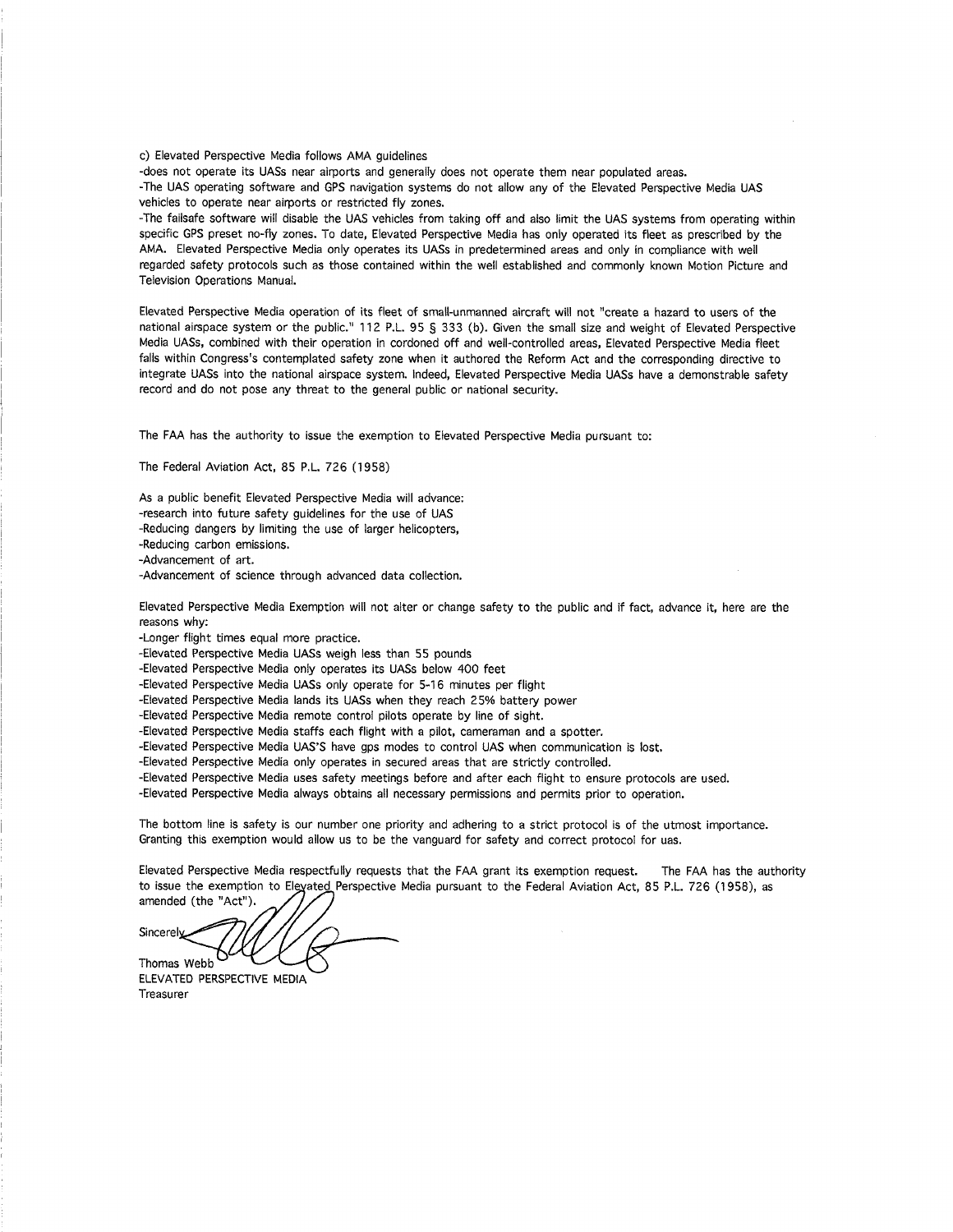c) Elevated Perspective Media follows AMA guidelines

-does not operate its UASs near airports and generally does not operate them near populated areas.

-The UAS operating software and GPS navigation systems do not allow any of the Elevated Perspective Media UAS vehicles to operate near airports or restricted fly zones.

-The failsafe software will disable the UAS vehicles from taking off and also limit the UAS systems from operating within specific GPS preset no-fly zones. To date, Elevated Perspective Media has only operated its fleet as prescribed by the AMA. Elevated Perspective Media only operates its UASs in predetermined areas and only in compliance with well regarded safety protocols such as those contained within the well established and commonly known Motion Picture and Television Operations Manual.

Elevated Perspective Media operation of its fleet of small-unmanned aircraft will not "create a hazard to users of the national airspace system or the public." 112 P.L. 95 § 333 (b). Given the small size and weight of Elevated Perspective Media UASs, combined with their operation in cordoned off and well-controlled areas, Elevated Perspective Media fleet falls within Congress's contemplated safety zone when it authored the Reform Act and the corresponding directive to integrate UASs into the national airspace system. Indeed, Elevated Perspective Media UASs have a demonstrable safety record and do not pose any threat to the general public or national security.

The FAA has the authority to issue the exemption to Elevated Perspective Media pursuant to:

The Federal Aviation Act, 85 P.L. 726 (1958)

As a public benefit Elevated Perspective Media will advance:

-research into future safety guidelines for the use of UAS

-Reducing dangers by limiting the use of larger helicopters,

-Reducing carbon emissions.

-Advancement of art.

-Advancement of science through advanced data collection.

Elevated Perspective Media Exemption will not alter or change safety to the public and if fact, advance it, here are the reasons why:

-Longer flight times equal more practice.

-Elevated Perspective Media UASs weigh less than 55 pounds

-Elevated Perspective Media only operates its UASs below 400 feet

-Elevated Perspective Media UASs only operate for 5-16 minutes per flight

-Elevated Perspective Media lands its UASs when they reach 25% battery power

-Elevated Perspective Media remote control pilots operate by line of sight.

-Elevated Perspective Media staffs each flight with a pilot, cameraman and a spotter.

-Elevated Perspective Media UAS'S have gps modes to control UAS when communication is lost.

-Elevated Perspective Media only operates in secured areas that are strictly controlled.

-Elevated Perspective Media uses safety meetings before and after each flight to ensure protocols are used.

-Elevated Perspective Media always obtains all necessary permissions and permits prior to operation.

The bottom line is safety is our number one priority and adhering to a strict protocol is of the utmost importance. Granting this exemption would allow us to be the vanguard for safety and correct protocol for uas.

Elevated Perspective Media respectfully requests that the FAA grant its exemption request. The FAA has the authority to issue the exemption to Elevated Perspective Media pursuant to the Federal Aviation Act, 85 P.L. 726 (1958), as amended (the "Act").

Sincerely

Thomas Webb
ELEVATED PERSPECTIVE MEDIA
Treasurer